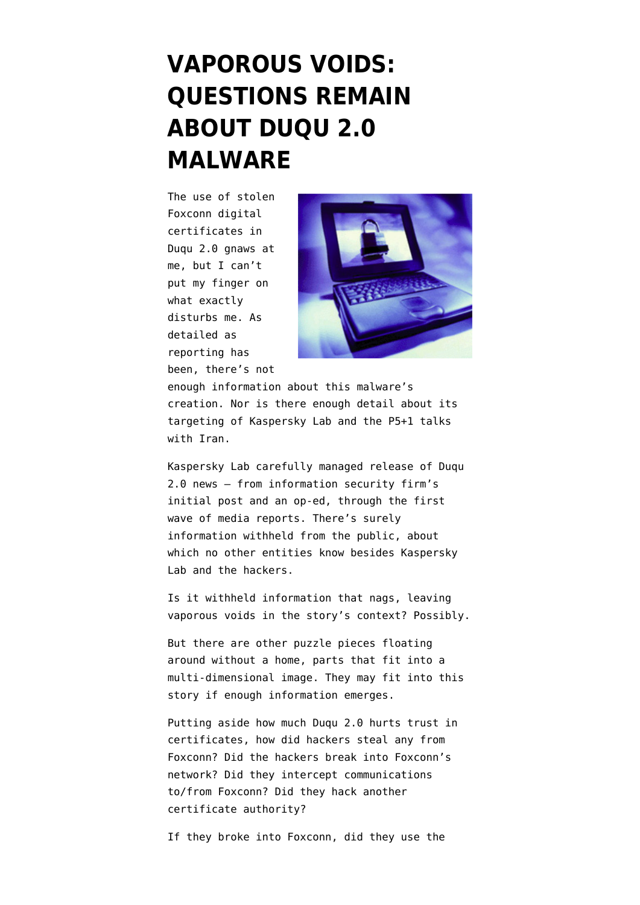# VAPOROUS VOIDS: QUESTIONS REMAIN ABOUT DUQU 2.0 MALWARE

The use of stolen Foxconn digital certificates in Duqu 2.0 gnaws at me, but I can't put my finger on what exactly disturbs me. As detailed as reporting has been, there's not enough information about this malware's creation. Nor is there enough detail about its targeting of Kaspersky Lab and the P5+1 talks with Iran.

Kaspersky Lab carefully managed release of Duqu 2.0 news — from information security firm's initial post and an op-ed, through the first wave of media reports. There's surely information withheld from the public, about which no other entities know besides Kaspersky Lab and the hackers.

Is it withheld information that nags, leaving vaporous voids in the story's context? Possibly.

But there are other puzzle pieces floating around without a home, parts that fit into a multi-dimensional image. They may fit into this story if enough information emerges.

Putting aside how much Duqu 2.0 hurts trust in certificates, how did hackers steal any from Foxconn? Did the hackers break into Foxconn's network? Did they intercept communications to/from Foxconn? Did they hack another certificate authority?

If they broke into Foxconn, did they use the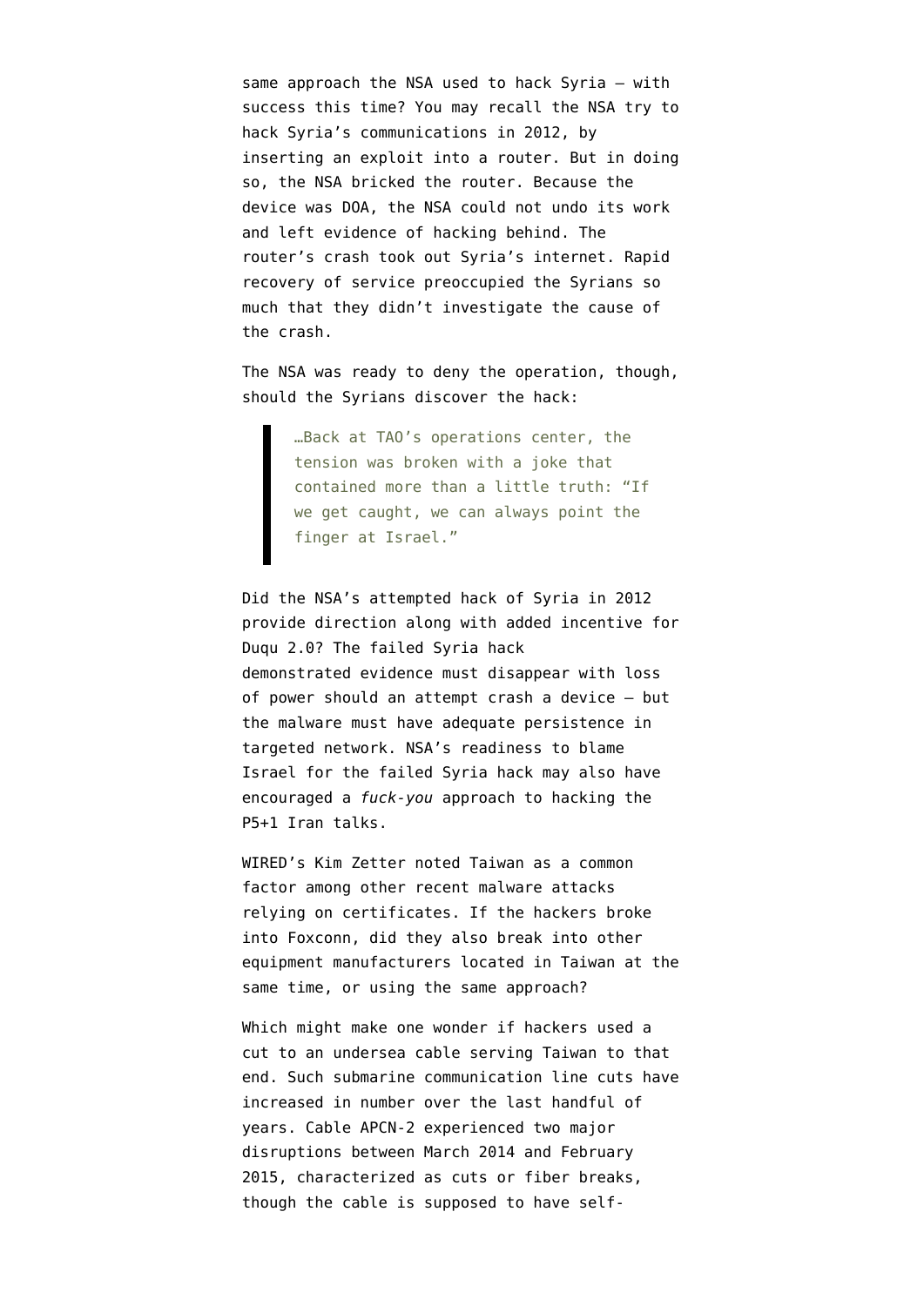same approach the NSA used to hack Syria — with success this time? You may recall the NSA try to hack Syria's communications in 2012, by inserting an exploit into a router. But in doing so, the NSA bricked the router. Because the device was DOA, the NSA could not undo its work and left evidence of hacking behind. The router's crash took out Syria's internet. Rapid recovery of service preoccupied the Syrians so much that they didn't investigate the cause of the crash.

The NSA was ready to deny the operation, though, should the Syrians discover the hack:

> …Back at TAO's operations center, the tension was broken with a joke that contained more than a little truth: "If we get caught, we can always point the finger at Israel."

Did the NSA's attempted hack of Syria in 2012 provide direction along with added incentive for Duqu 2.0? The failed Syria hack demonstrated evidence must disappear with loss of power should an attempt crash a device — but the malware must have adequate persistence in targeted network. NSA's readiness to blame Israel for the failed Syria hack may also have encouraged a *fuck-you* approach to hacking the P5+1 Iran talks.

WIRED's Kim Zetter noted Taiwan as a common factor among other recent malware attacks relying on certificates. If the hackers broke into Foxconn, did they also break into other equipment manufacturers located in Taiwan at the same time, or using the same approach?

Which might make one wonder if hackers used a cut to an undersea cable serving Taiwan to that end. Such submarine communication line cuts have increased in number over the last handful of years. Cable APCN-2 experienced two major disruptions between March 2014 and February 2015, characterized as cuts or fiber breaks, though the cable is supposed to have self-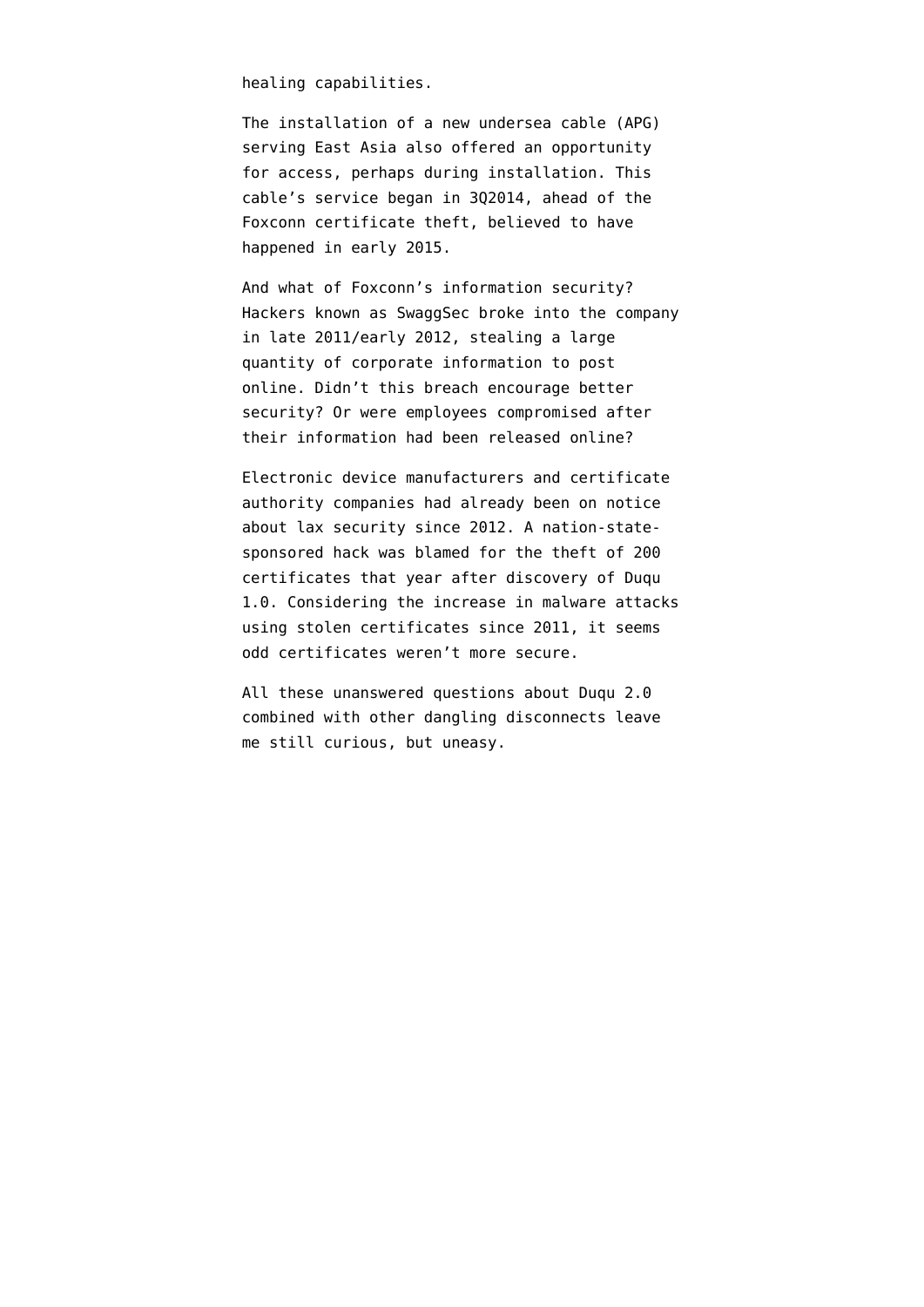healing capabilities.

The installation of a new undersea cable (APG) serving East Asia also offered an opportunity for access, perhaps during installation. This cable's service began in 3Q2014, ahead of the Foxconn certificate theft, believed to have happened in early 2015.

And what of Foxconn's information security? Hackers known as SwaggSec broke into the company in late 2011/early 2012, stealing a large quantity of corporate information to post online. Didn't this breach encourage better security? Or were employees compromised after their information had been released online?

Electronic device manufacturers and certificate authority companies had already been on notice about lax security since 2012. A nation-state-sponsored hack was blamed for the theft of 200 certificates that year after discovery of Duqu 1.0. Considering the increase in malware attacks using stolen certificates since 2011, it seems odd certificates weren't more secure.

All these unanswered questions about Duqu 2.0 combined with other dangling disconnects leave me still curious, but uneasy.